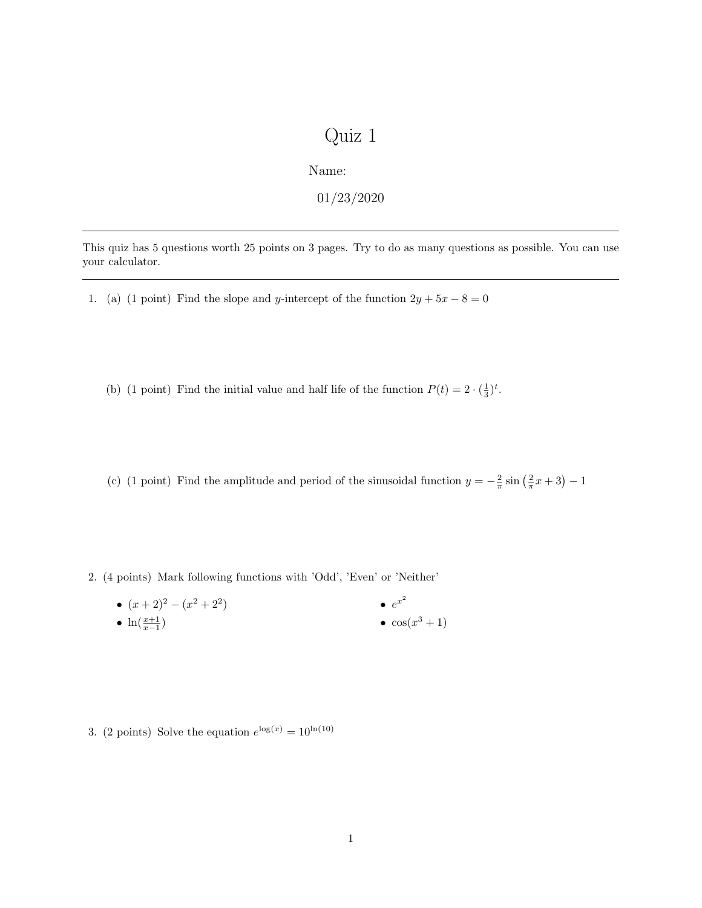# Quiz 1

Name:

01/23/2020

---

This quiz has 5 questions worth 25 points on 3 pages. Try to do as many questions as possible. You can use your calculator.

---

1. (a) (1 point) Find the slope and $y$-intercept of the function $2y + 5x - 8 = 0$

   (b) (1 point) Find the initial value and half life of the function $P(t) = 2 \cdot (\frac{1}{3})^t$.

   (c) (1 point) Find the amplitude and period of the sinusoidal function $y = -\frac{2}{\pi} \sin\left(\frac{2}{\pi}x + 3\right) - 1$

2. (4 points) Mark following functions with 'Odd', 'Even' or 'Neither'

   - $(x+2)^2 - (x^2 + 2^2)$
   - $\ln(\frac{x+1}{x-1})$
   - $e^{x^2}$
   - $\cos(x^3 + 1)$

3. (2 points) Solve the equation $e^{\log(x)} = 10^{\ln(10)}$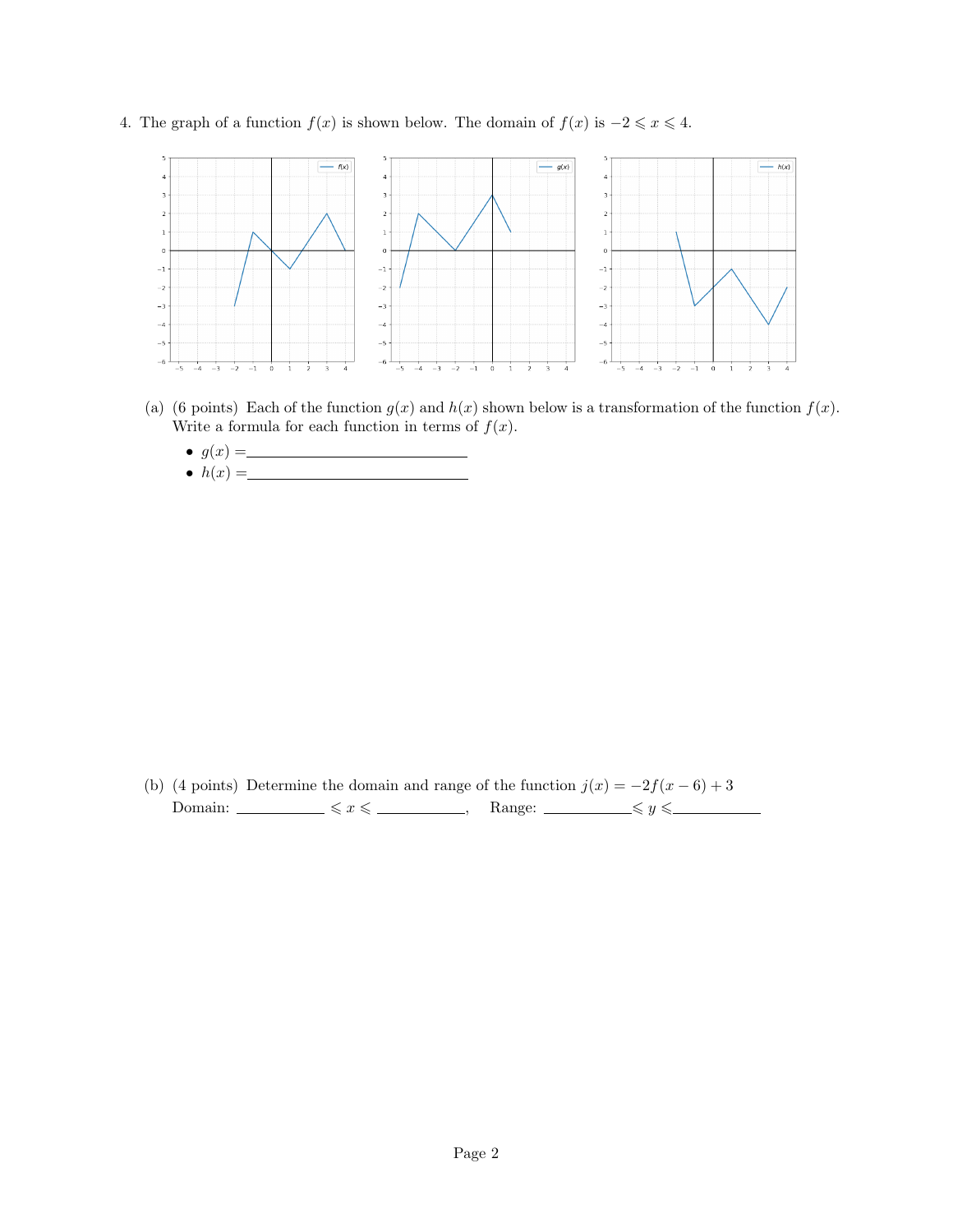4. The graph of a function $f(x)$ is shown below. The domain of $f(x)$ is $-2 \leqslant x \leqslant 4$.

(a) (6 points) Each of the function $g(x)$ and $h(x)$ shown below is a transformation of the function $f(x)$. Write a formula for each function in terms of $f(x)$.

- $g(x) =$ \_\_\_\_\_\_\_\_\_\_\_\_\_\_\_\_\_\_\_\_\_\_\_\_
- $h(x) =$ \_\_\_\_\_\_\_\_\_\_\_\_\_\_\_\_\_\_\_\_\_\_\_\_

(b) (4 points) Determine the domain and range of the function $j(x) = -2f(x-6) + 3$

Domain: \_\_\_\_\_\_\_\_\_\_ $\leqslant x \leqslant$ \_\_\_\_\_\_\_\_\_\_, Range: \_\_\_\_\_\_\_\_\_\_ $\leqslant y \leqslant$ \_\_\_\_\_\_\_\_\_\_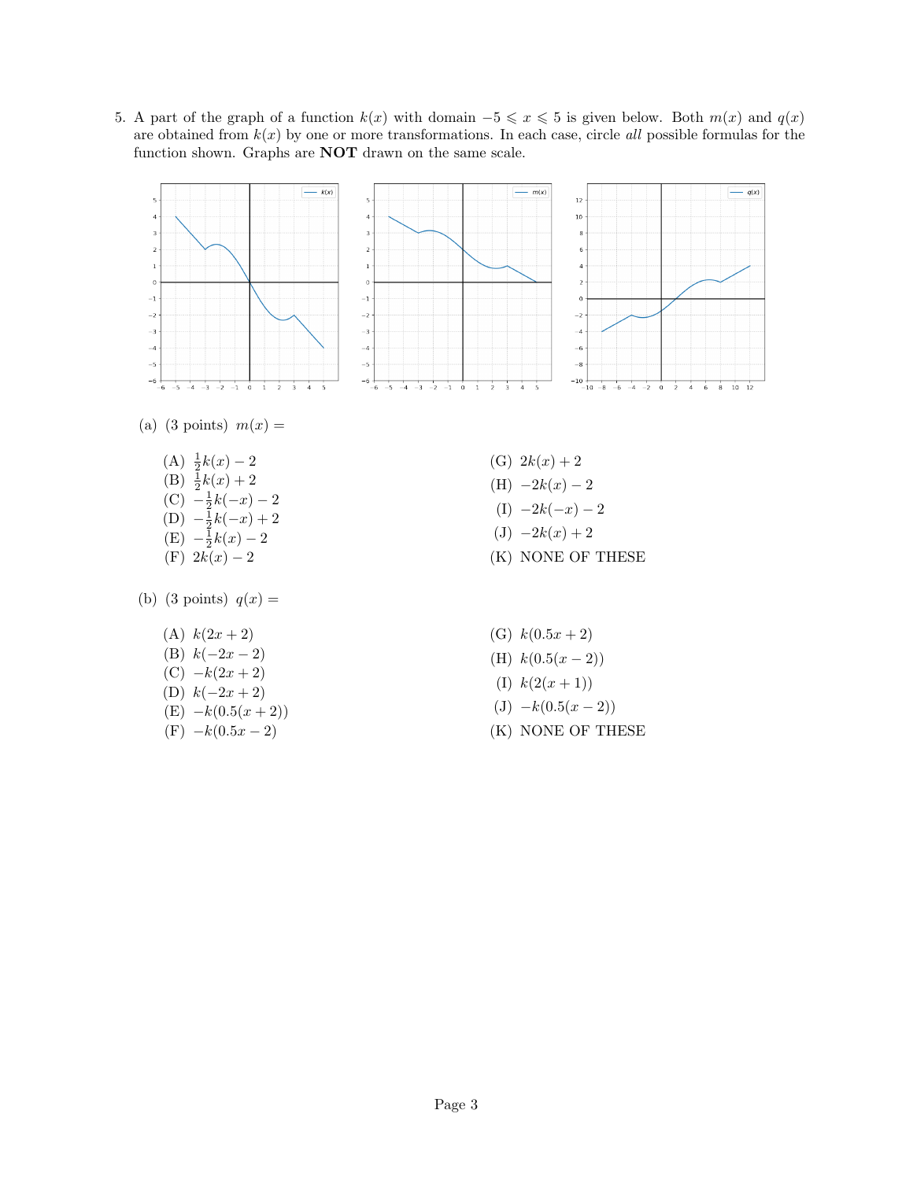5. A part of the graph of a function $k(x)$ with domain $-5 \leqslant x \leqslant 5$ is given below. Both $m(x)$ and $q(x)$ are obtained from $k(x)$ by one or more transformations. In each case, circle *all* possible formulas for the function shown. Graphs are **NOT** drawn on the same scale.

k(x)

5
4
3
2
1
0
−1
−2
−3
−4
−5
−6

−6 −5 −4 −3 −2 −1 0 1 2 3 4 5

m(x)

5
4
3
2
1
0
−1
−2
−3
−4
−5
−6

−6 −5 −4 −3 −2 −1 0 1 2 3 4 5

q(x)

12
10
8
6
4
2
0
−2
−4
−6
−8
−10

−10 −8 −6 −4 −2 0 2 4 6 8 10 12

(a) (3 points) $m(x) =$

(A) $\frac{1}{2}k(x) - 2$

(B) $\frac{1}{2}k(x) + 2$

(C) $-\frac{1}{2}k(-x) - 2$

(D) $-\frac{1}{2}k(-x) + 2$

(E) $-\frac{1}{2}k(x) - 2$

(F) $2k(x) - 2$

(G) $2k(x) + 2$

(H) $-2k(x) - 2$

(I) $-2k(-x) - 2$

(J) $-2k(x) + 2$

(K) NONE OF THESE

(b) (3 points) $q(x) =$

(A) $k(2x + 2)$

(B) $k(-2x - 2)$

(C) $-k(2x + 2)$

(D) $k(-2x + 2)$

(E) $-k(0.5(x + 2))$

(F) $-k(0.5x - 2)$

(G) $k(0.5x + 2)$

(H) $k(0.5(x - 2))$

(I) $k(2(x + 1))$

(J) $-k(0.5(x - 2))$

(K) NONE OF THESE